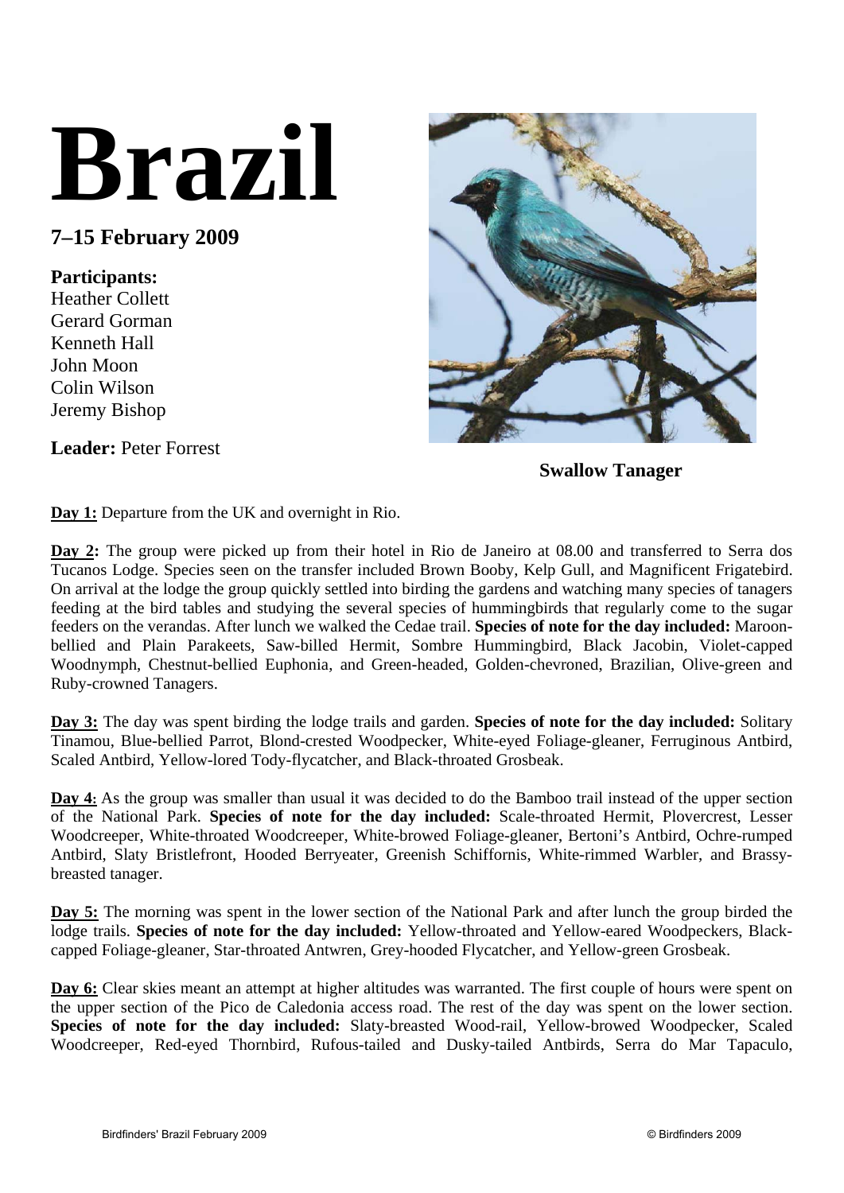# Brazil

## 7–15 February 2009

**Participants:**
Heather Collett
Gerard Gorman
Kenneth Hall
John Moon
Colin Wilson
Jeremy Bishop

**Leader:** Peter Forrest

**Swallow Tanager**

**Day 1:** Departure from the UK and overnight in Rio.

**Day 2:** The group were picked up from their hotel in Rio de Janeiro at 08.00 and transferred to Serra dos Tucanos Lodge. Species seen on the transfer included Brown Booby, Kelp Gull, and Magnificent Frigatebird. On arrival at the lodge the group quickly settled into birding the gardens and watching many species of tanagers feeding at the bird tables and studying the several species of hummingbirds that regularly come to the sugar feeders on the verandas. After lunch we walked the Cedae trail. **Species of note for the day included:** Maroon-bellied and Plain Parakeets, Saw-billed Hermit, Sombre Hummingbird, Black Jacobin, Violet-capped Woodnymph, Chestnut-bellied Euphonia, and Green-headed, Golden-chevroned, Brazilian, Olive-green and Ruby-crowned Tanagers.

**Day 3:** The day was spent birding the lodge trails and garden. **Species of note for the day included:** Solitary Tinamou, Blue-bellied Parrot, Blond-crested Woodpecker, White-eyed Foliage-gleaner, Ferruginous Antbird, Scaled Antbird, Yellow-lored Tody-flycatcher, and Black-throated Grosbeak.

**Day 4:** As the group was smaller than usual it was decided to do the Bamboo trail instead of the upper section of the National Park. **Species of note for the day included:** Scale-throated Hermit, Plovercrest, Lesser Woodcreeper, White-throated Woodcreeper, White-browed Foliage-gleaner, Bertoni's Antbird, Ochre-rumped Antbird, Slaty Bristlefront, Hooded Berryeater, Greenish Schiffornis, White-rimmed Warbler, and Brassy-breasted tanager.

**Day 5:** The morning was spent in the lower section of the National Park and after lunch the group birded the lodge trails. **Species of note for the day included:** Yellow-throated and Yellow-eared Woodpeckers, Black-capped Foliage-gleaner, Star-throated Antwren, Grey-hooded Flycatcher, and Yellow-green Grosbeak.

**Day 6:** Clear skies meant an attempt at higher altitudes was warranted. The first couple of hours were spent on the upper section of the Pico de Caledonia access road. The rest of the day was spent on the lower section. **Species of note for the day included:** Slaty-breasted Wood-rail, Yellow-browed Woodpecker, Scaled Woodcreeper, Red-eyed Thornbird, Rufous-tailed and Dusky-tailed Antbirds, Serra do Mar Tapaculo,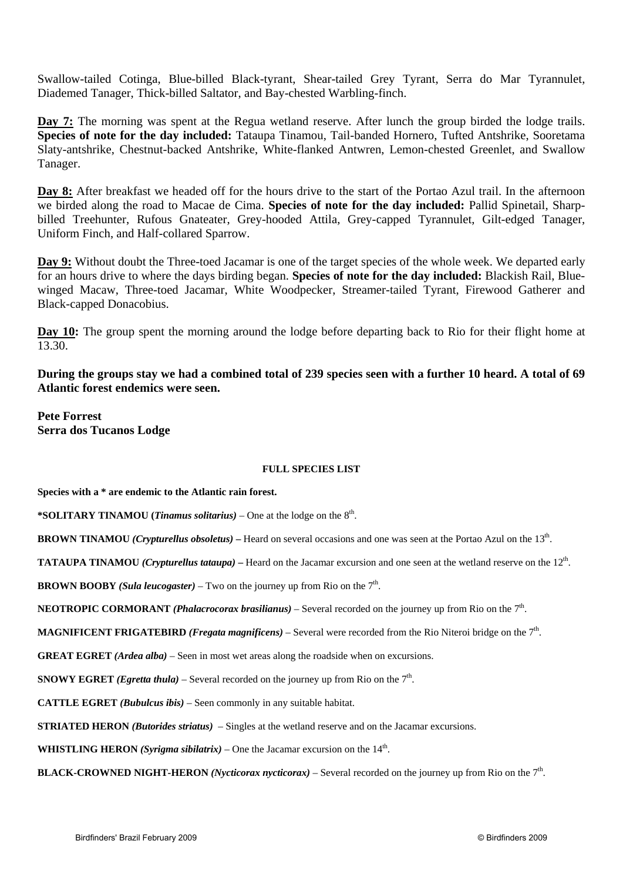Swallow-tailed Cotinga, Blue-billed Black-tyrant, Shear-tailed Grey Tyrant, Serra do Mar Tyrannulet, Diademed Tanager, Thick-billed Saltator, and Bay-chested Warbling-finch.

**Day 7:** The morning was spent at the Regua wetland reserve. After lunch the group birded the lodge trails. **Species of note for the day included:** Tataupa Tinamou, Tail-banded Hornero, Tufted Antshrike, Sooretama Slaty-antshrike, Chestnut-backed Antshrike, White-flanked Antwren, Lemon-chested Greenlet, and Swallow Tanager.

**Day 8:** After breakfast we headed off for the hours drive to the start of the Portao Azul trail. In the afternoon we birded along the road to Macae de Cima. **Species of note for the day included:** Pallid Spinetail, Sharp-billed Treehunter, Rufous Gnateater, Grey-hooded Attila, Grey-capped Tyrannulet, Gilt-edged Tanager, Uniform Finch, and Half-collared Sparrow.

**Day 9:** Without doubt the Three-toed Jacamar is one of the target species of the whole week. We departed early for an hours drive to where the days birding began. **Species of note for the day included:** Blackish Rail, Blue-winged Macaw, Three-toed Jacamar, White Woodpecker, Streamer-tailed Tyrant, Firewood Gatherer and Black-capped Donacobius.

**Day 10:** The group spent the morning around the lodge before departing back to Rio for their flight home at 13.30.

**During the groups stay we had a combined total of 239 species seen with a further 10 heard. A total of 69 Atlantic forest endemics were seen.**

**Pete Forrest**
**Serra dos Tucanos Lodge**

## FULL SPECIES LIST

**Species with a * are endemic to the Atlantic rain forest.**

**\*SOLITARY TINAMOU (*Tinamus solitarius*)** – One at the lodge on the 8th.

**BROWN TINAMOU *(Crypturellus obsoletus)* –** Heard on several occasions and one was seen at the Portao Azul on the 13th.

**TATAUPA TINAMOU *(Crypturellus tataupa)* –** Heard on the Jacamar excursion and one seen at the wetland reserve on the 12th.

**BROWN BOOBY *(Sula leucogaster)*** – Two on the journey up from Rio on the 7th.

**NEOTROPIC CORMORANT *(Phalacrocorax brasilianus)*** – Several recorded on the journey up from Rio on the 7th.

**MAGNIFICENT FRIGATEBIRD *(Fregata magnificens)*** – Several were recorded from the Rio Niteroi bridge on the 7th.

**GREAT EGRET *(Ardea alba)*** – Seen in most wet areas along the roadside when on excursions.

**SNOWY EGRET *(Egretta thula)*** – Several recorded on the journey up from Rio on the 7th.

**CATTLE EGRET *(Bubulcus ibis)*** – Seen commonly in any suitable habitat.

**STRIATED HERON *(Butorides striatus)*** – Singles at the wetland reserve and on the Jacamar excursions.

**WHISTLING HERON *(Syrigma sibilatrix)*** – One the Jacamar excursion on the 14th.

**BLACK-CROWNED NIGHT-HERON *(Nycticorax nycticorax)*** – Several recorded on the journey up from Rio on the 7th.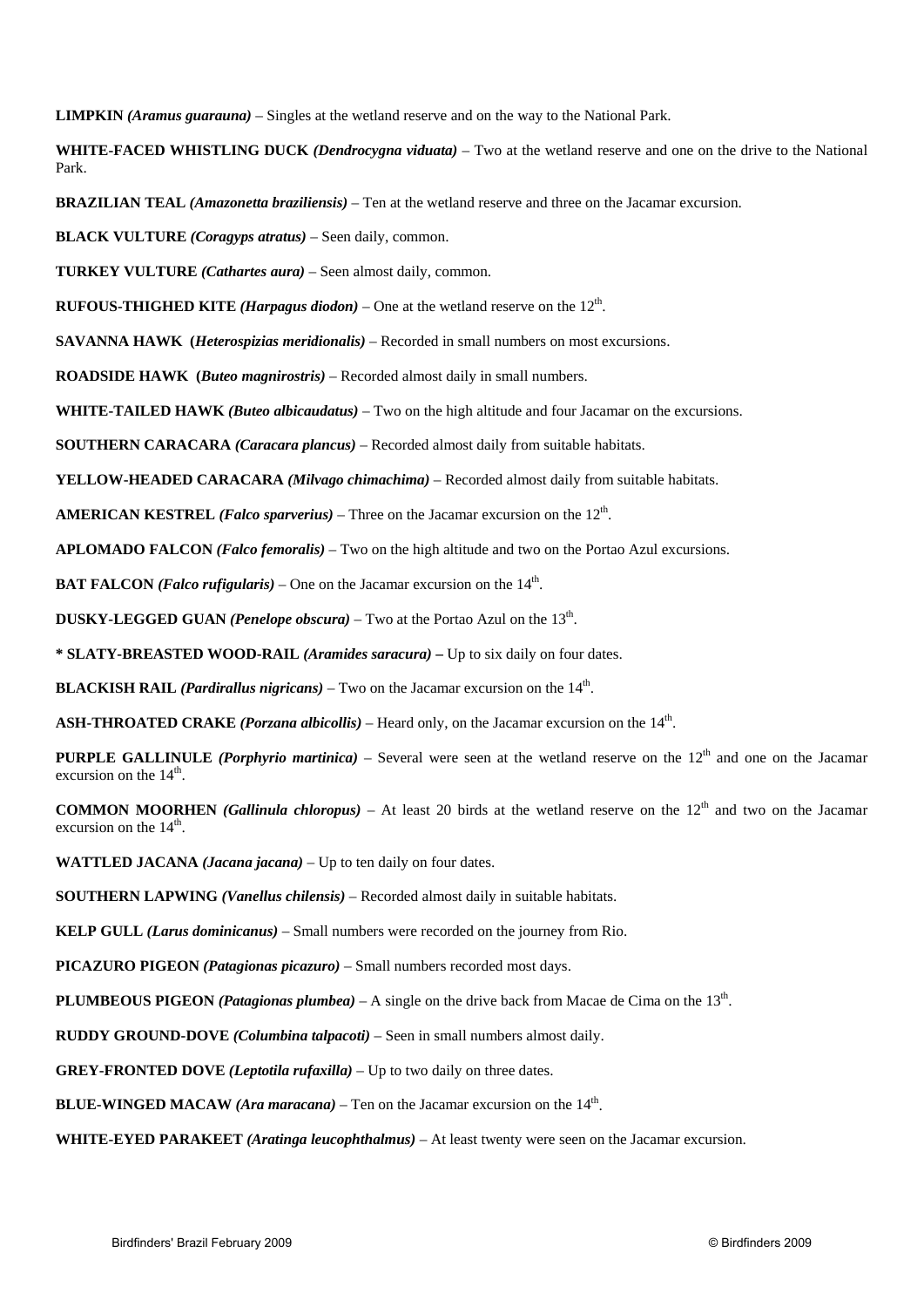**LIMPKIN *(Aramus guarauna)*** – Singles at the wetland reserve and on the way to the National Park.

**WHITE-FACED WHISTLING DUCK *(Dendrocygna viduata)*** – Two at the wetland reserve and one on the drive to the National Park.

**BRAZILIAN TEAL *(Amazonetta braziliensis)*** – Ten at the wetland reserve and three on the Jacamar excursion.

**BLACK VULTURE *(Coragyps atratus)*** – Seen daily, common.

**TURKEY VULTURE *(Cathartes aura)*** – Seen almost daily, common.

**RUFOUS-THIGHED KITE *(Harpagus diodon)*** – One at the wetland reserve on the 12th.

**SAVANNA HAWK (*Heterospizias meridionalis)*** – Recorded in small numbers on most excursions.

**ROADSIDE HAWK (*Buteo magnirostris)*** – Recorded almost daily in small numbers.

**WHITE-TAILED HAWK *(Buteo albicaudatus)*** – Two on the high altitude and four Jacamar on the excursions.

**SOUTHERN CARACARA *(Caracara plancus)*** – Recorded almost daily from suitable habitats.

**YELLOW-HEADED CARACARA *(Milvago chimachima)*** – Recorded almost daily from suitable habitats.

**AMERICAN KESTREL *(Falco sparverius)*** – Three on the Jacamar excursion on the 12th.

**APLOMADO FALCON *(Falco femoralis)*** – Two on the high altitude and two on the Portao Azul excursions.

**BAT FALCON *(Falco rufigularis)*** – One on the Jacamar excursion on the 14th.

**DUSKY-LEGGED GUAN *(Penelope obscura)*** – Two at the Portao Azul on the 13th.

**\* SLATY-BREASTED WOOD-RAIL *(Aramides saracura)* –** Up to six daily on four dates.

**BLACKISH RAIL *(Pardirallus nigricans)*** – Two on the Jacamar excursion on the 14th.

**ASH-THROATED CRAKE *(Porzana albicollis)*** – Heard only, on the Jacamar excursion on the 14th.

**PURPLE GALLINULE *(Porphyrio martinica)*** – Several were seen at the wetland reserve on the 12th and one on the Jacamar excursion on the 14th.

**COMMON MOORHEN *(Gallinula chloropus)*** – At least 20 birds at the wetland reserve on the 12th and two on the Jacamar excursion on the 14th.

**WATTLED JACANA *(Jacana jacana)*** – Up to ten daily on four dates.

**SOUTHERN LAPWING *(Vanellus chilensis)*** – Recorded almost daily in suitable habitats.

**KELP GULL *(Larus dominicanus)*** – Small numbers were recorded on the journey from Rio.

**PICAZURO PIGEON *(Patagionas picazuro)*** – Small numbers recorded most days.

**PLUMBEOUS PIGEON *(Patagionas plumbea)*** – A single on the drive back from Macae de Cima on the 13th.

**RUDDY GROUND-DOVE *(Columbina talpacoti)*** – Seen in small numbers almost daily.

**GREY-FRONTED DOVE *(Leptotila rufaxilla)* –** Up to two daily on three dates.

**BLUE-WINGED MACAW *(Ara maracana)*** – Ten on the Jacamar excursion on the 14th.

**WHITE-EYED PARAKEET *(Aratinga leucophthalmus)*** – At least twenty were seen on the Jacamar excursion.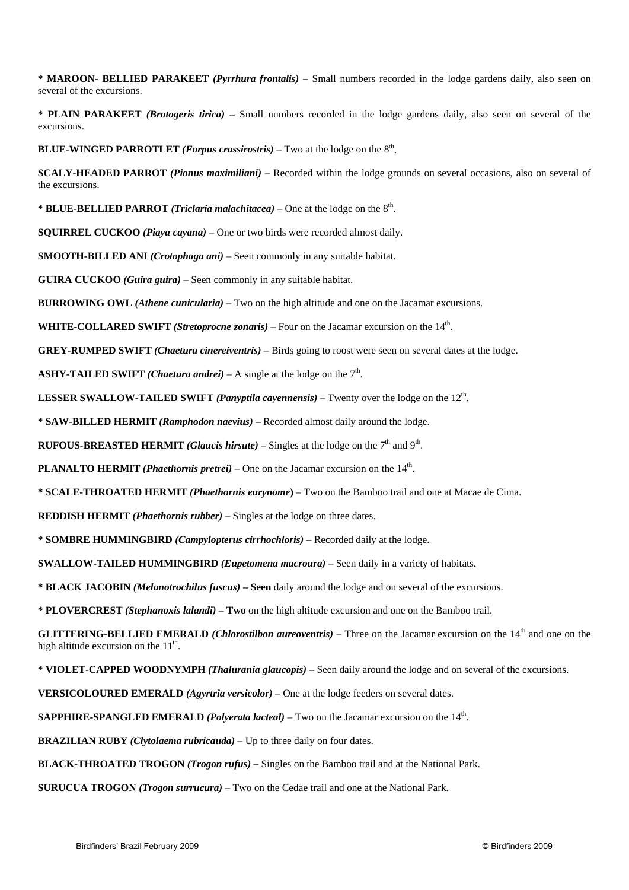**\* MAROON- BELLIED PARAKEET** ***(Pyrrhura frontalis)*** **–** Small numbers recorded in the lodge gardens daily, also seen on several of the excursions.

**\* PLAIN PARAKEET** ***(Brotogeris tirica)*** **–** Small numbers recorded in the lodge gardens daily, also seen on several of the excursions.

**BLUE-WINGED PARROTLET** ***(Forpus crassirostris)*** – Two at the lodge on the 8th.

**SCALY-HEADED PARROT** ***(Pionus maximiliani)*** – Recorded within the lodge grounds on several occasions, also on several of the excursions.

**\* BLUE-BELLIED PARROT** ***(Triclaria malachitacea)*** – One at the lodge on the 8th.

**SQUIRREL CUCKOO** ***(Piaya cayana)*** – One or two birds were recorded almost daily.

**SMOOTH-BILLED ANI** ***(Crotophaga ani)*** – Seen commonly in any suitable habitat.

**GUIRA CUCKOO** ***(Guira guira)*** – Seen commonly in any suitable habitat.

**BURROWING OWL** ***(Athene cunicularia)*** – Two on the high altitude and one on the Jacamar excursions.

**WHITE-COLLARED SWIFT** ***(Stretoprocne zonaris)*** – Four on the Jacamar excursion on the 14th.

**GREY-RUMPED SWIFT** ***(Chaetura cinereiventris)*** – Birds going to roost were seen on several dates at the lodge.

**ASHY-TAILED SWIFT** ***(Chaetura andrei)*** – A single at the lodge on the 7th.

**LESSER SWALLOW-TAILED SWIFT** ***(Panyptila cayennensis)*** – Twenty over the lodge on the 12th.

**\* SAW-BILLED HERMIT** ***(Ramphodon naevius)*** **–** Recorded almost daily around the lodge.

**RUFOUS-BREASTED HERMIT** ***(Glaucis hirsute)*** – Singles at the lodge on the 7th and 9th.

**PLANALTO HERMIT** ***(Phaethornis pretrei)*** – One on the Jacamar excursion on the 14th.

**\* SCALE-THROATED HERMIT** ***(Phaethornis eurynome*****)** – Two on the Bamboo trail and one at Macae de Cima.

**REDDISH HERMIT** ***(Phaethornis rubber)*** – Singles at the lodge on three dates.

**\* SOMBRE HUMMINGBIRD** ***(Campylopterus cirrhochloris)*** **–** Recorded daily at the lodge.

**SWALLOW-TAILED HUMMINGBIRD** ***(Eupetomena macroura)*** – Seen daily in a variety of habitats.

**\* BLACK JACOBIN** ***(Melanotrochilus fuscus)*** **– Seen** daily around the lodge and on several of the excursions.

**\* PLOVERCREST** ***(Stephanoxis lalandi)*** **– Two** on the high altitude excursion and one on the Bamboo trail.

**GLITTERING-BELLIED EMERALD** ***(Chlorostilbon aureoventris)*** – Three on the Jacamar excursion on the 14th and one on the high altitude excursion on the 11th.

**\* VIOLET-CAPPED WOODNYMPH** ***(Thalurania glaucopis)*** **–** Seen daily around the lodge and on several of the excursions.

**VERSICOLOURED EMERALD** ***(Agyrtria versicolor)*** – One at the lodge feeders on several dates.

**SAPPHIRE-SPANGLED EMERALD** ***(Polyerata lacteal)*** – Two on the Jacamar excursion on the 14th.

**BRAZILIAN RUBY** ***(Clytolaema rubricauda)*** – Up to three daily on four dates.

**BLACK-THROATED TROGON** ***(Trogon rufus)*** **–** Singles on the Bamboo trail and at the National Park.

**SURUCUA TROGON** ***(Trogon surrucura)*** – Two on the Cedae trail and one at the National Park.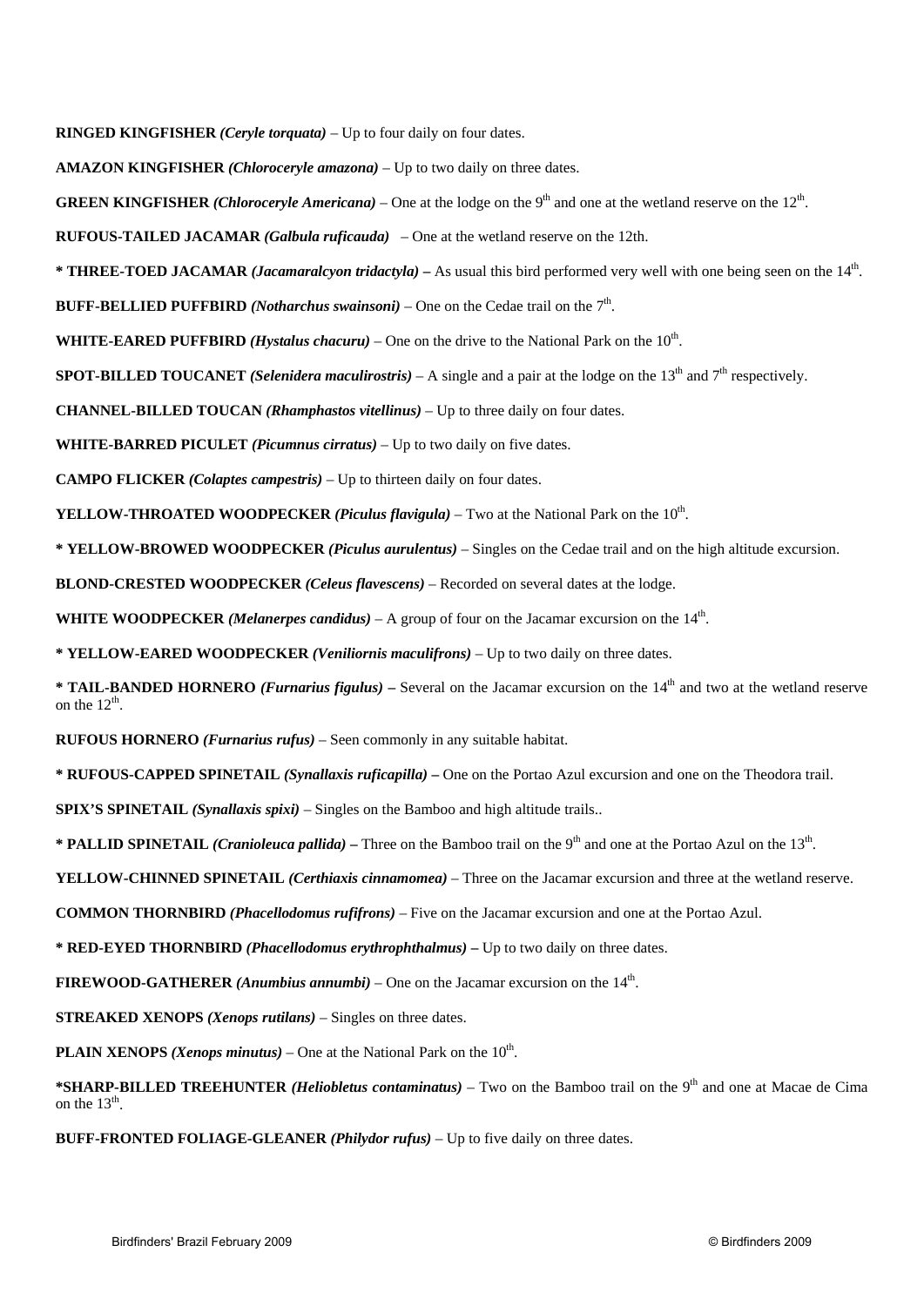**RINGED KINGFISHER** ***(Ceryle torquata)*** – Up to four daily on four dates.

**AMAZON KINGFISHER** ***(Chloroceryle amazona)*** – Up to two daily on three dates.

**GREEN KINGFISHER** ***(Chloroceryle Americana)*** – One at the lodge on the 9th and one at the wetland reserve on the 12th.

**RUFOUS-TAILED JACAMAR** ***(Galbula ruficauda)*** – One at the wetland reserve on the 12th.

**\* THREE-TOED JACAMAR** ***(Jacamaralcyon tridactyla)*** **–** As usual this bird performed very well with one being seen on the 14th.

**BUFF-BELLIED PUFFBIRD** ***(Notharchus swainsoni)*** – One on the Cedae trail on the 7th.

**WHITE-EARED PUFFBIRD** ***(Hystalus chacuru)*** – One on the drive to the National Park on the 10th.

**SPOT-BILLED TOUCANET** ***(Selenidera maculirostris)*** – A single and a pair at the lodge on the 13th and 7th respectively.

**CHANNEL-BILLED TOUCAN** ***(Rhamphastos vitellinus)*** – Up to three daily on four dates.

**WHITE-BARRED PICULET** ***(Picumnus cirratus)*** – Up to two daily on five dates.

**CAMPO FLICKER** ***(Colaptes campestris)*** – Up to thirteen daily on four dates.

**YELLOW-THROATED WOODPECKER** ***(Piculus flavigula)*** – Two at the National Park on the 10th.

**\* YELLOW-BROWED WOODPECKER** ***(Piculus aurulentus)*** – Singles on the Cedae trail and on the high altitude excursion.

**BLOND-CRESTED WOODPECKER** ***(Celeus flavescens)*** – Recorded on several dates at the lodge.

**WHITE WOODPECKER** ***(Melanerpes candidus)*** – A group of four on the Jacamar excursion on the 14th.

**\* YELLOW-EARED WOODPECKER** ***(Veniliornis maculifrons)*** – Up to two daily on three dates.

**\* TAIL-BANDED HORNERO** ***(Furnarius figulus)*** **–** Several on the Jacamar excursion on the 14th and two at the wetland reserve on the 12th.

**RUFOUS HORNERO** ***(Furnarius rufus)*** – Seen commonly in any suitable habitat.

**\* RUFOUS-CAPPED SPINETAIL** ***(Synallaxis ruficapilla)*** **–** One on the Portao Azul excursion and one on the Theodora trail.

**SPIX'S SPINETAIL** ***(Synallaxis spixi)*** – Singles on the Bamboo and high altitude trails..

**\* PALLID SPINETAIL** ***(Cranioleuca pallida)*** **–** Three on the Bamboo trail on the 9th and one at the Portao Azul on the 13th.

**YELLOW-CHINNED SPINETAIL** ***(Certhiaxis cinnamomea)*** – Three on the Jacamar excursion and three at the wetland reserve.

**COMMON THORNBIRD** ***(Phacellodomus rufifrons)*** – Five on the Jacamar excursion and one at the Portao Azul.

**\* RED-EYED THORNBIRD** ***(Phacellodomus erythrophthalmus)*** **–** Up to two daily on three dates.

**FIREWOOD-GATHERER** ***(Anumbius annumbi)*** – One on the Jacamar excursion on the 14th.

**STREAKED XENOPS** ***(Xenops rutilans)*** – Singles on three dates.

**PLAIN XENOPS** ***(Xenops minutus)*** – One at the National Park on the 10th.

**\*SHARP-BILLED TREEHUNTER** ***(Heliobletus contaminatus)*** – Two on the Bamboo trail on the 9th and one at Macae de Cima on the 13th.

**BUFF-FRONTED FOLIAGE-GLEANER** ***(Philydor rufus)*** – Up to five daily on three dates.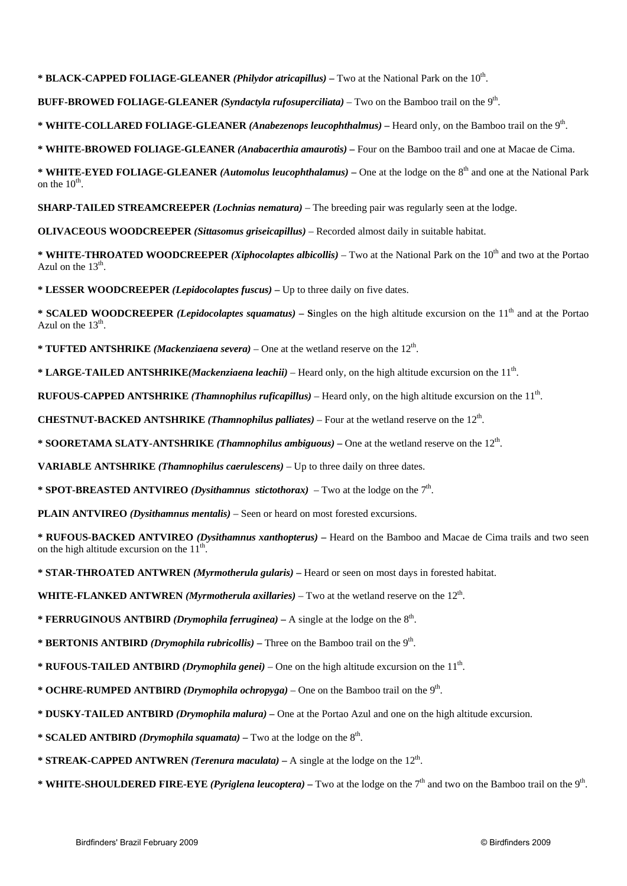**\* BLACK-CAPPED FOLIAGE-GLEANER *(Philydor atricapillus)* –** Two at the National Park on the 10th.

**BUFF-BROWED FOLIAGE-GLEANER *(Syndactyla rufosuperciliata)*** – Two on the Bamboo trail on the 9th.

**\* WHITE-COLLARED FOLIAGE-GLEANER *(Anabezenops leucophthalmus)* –** Heard only, on the Bamboo trail on the 9th.

**\* WHITE-BROWED FOLIAGE-GLEANER *(Anabacerthia amaurotis)* –** Four on the Bamboo trail and one at Macae de Cima.

**\* WHITE-EYED FOLIAGE-GLEANER *(Automolus leucophthalamus)* –** One at the lodge on the 8th and one at the National Park on the 10th.

**SHARP-TAILED STREAMCREEPER *(Lochnias nematura)*** – The breeding pair was regularly seen at the lodge.

**OLIVACEOUS WOODCREEPER *(Sittasomus griseicapillus)*** – Recorded almost daily in suitable habitat.

**\* WHITE-THROATED WOODCREEPER *(Xiphocolaptes albicollis)*** – Two at the National Park on the 10th and two at the Portao Azul on the 13th.

**\* LESSER WOODCREEPER *(Lepidocolaptes fuscus)* –** Up to three daily on five dates.

**\* SCALED WOODCREEPER *(Lepidocolaptes squamatus)* – S**ingles on the high altitude excursion on the 11th and at the Portao Azul on the 13th.

**\* TUFTED ANTSHRIKE *(Mackenziaena severa)*** – One at the wetland reserve on the 12th.

**\* LARGE-TAILED ANTSHRIKE*(Mackenziaena leachii)*** – Heard only, on the high altitude excursion on the 11th.

**RUFOUS-CAPPED ANTSHRIKE *(Thamnophilus ruficapillus)*** – Heard only, on the high altitude excursion on the 11th.

**CHESTNUT-BACKED ANTSHRIKE *(Thamnophilus palliates)*** – Four at the wetland reserve on the 12th.

**\* SOORETAMA SLATY-ANTSHRIKE *(Thamnophilus ambiguous)* –** One at the wetland reserve on the 12th.

**VARIABLE ANTSHRIKE *(Thamnophilus caerulescens)*** – Up to three daily on three dates.

**\* SPOT-BREASTED ANTVIREO *(Dysithamnus stictothorax)*** – Two at the lodge on the 7th.

**PLAIN ANTVIREO *(Dysithamnus mentalis)*** – Seen or heard on most forested excursions.

**\* RUFOUS-BACKED ANTVIREO *(Dysithamnus xanthopterus)* –** Heard on the Bamboo and Macae de Cima trails and two seen on the high altitude excursion on the 11th.

**\* STAR-THROATED ANTWREN *(Myrmotherula gularis)* –** Heard or seen on most days in forested habitat.

**WHITE-FLANKED ANTWREN *(Myrmotherula axillaries)*** – Two at the wetland reserve on the 12th.

**\* FERRUGINOUS ANTBIRD *(Drymophila ferruginea)* –** A single at the lodge on the 8th.

**\* BERTONIS ANTBIRD *(Drymophila rubricollis)* –** Three on the Bamboo trail on the 9th.

**\* RUFOUS-TAILED ANTBIRD *(Drymophila genei)*** – One on the high altitude excursion on the 11th.

**\* OCHRE-RUMPED ANTBIRD *(Drymophila ochropyga)*** – One on the Bamboo trail on the 9th.

**\* DUSKY-TAILED ANTBIRD *(Drymophila malura)* –** One at the Portao Azul and one on the high altitude excursion.

**\* SCALED ANTBIRD *(Drymophila squamata)* –** Two at the lodge on the 8th.

**\* STREAK-CAPPED ANTWREN *(Terenura maculata)* –** A single at the lodge on the 12th.

**\* WHITE-SHOULDERED FIRE-EYE *(Pyriglena leucoptera)* –** Two at the lodge on the 7th and two on the Bamboo trail on the 9th.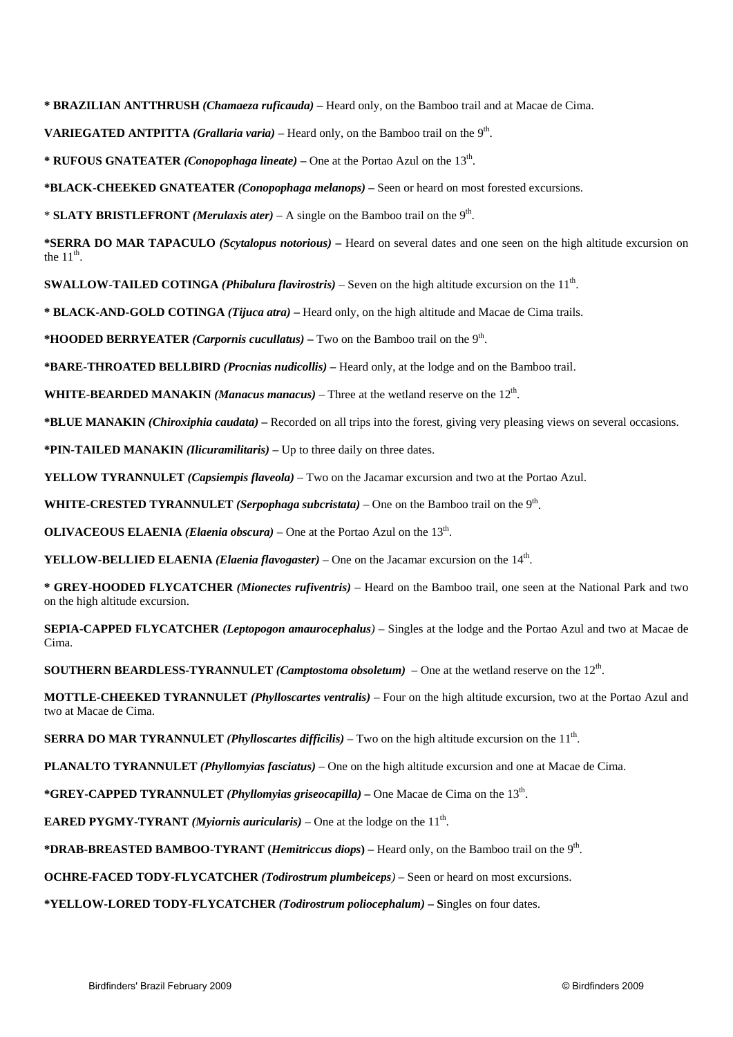**\* BRAZILIAN ANTTHRUSH** ***(Chamaeza ruficauda)*** **–** Heard only, on the Bamboo trail and at Macae de Cima.

**VARIEGATED ANTPITTA** ***(Grallaria varia)*** – Heard only, on the Bamboo trail on the 9th.

**\* RUFOUS GNATEATER** ***(Conopophaga lineate)*** **–** One at the Portao Azul on the 13th.

**\*BLACK-CHEEKED GNATEATER** ***(Conopophaga melanops)*** **–** Seen or heard on most forested excursions.

\* **SLATY BRISTLEFRONT** ***(Merulaxis ater)*** – A single on the Bamboo trail on the 9th.

**\*SERRA DO MAR TAPACULO** ***(Scytalopus notorious)*** **–** Heard on several dates and one seen on the high altitude excursion on the 11th.

**SWALLOW-TAILED COTINGA** ***(Phibalura flavirostris)*** – Seven on the high altitude excursion on the 11th.

**\* BLACK-AND-GOLD COTINGA** ***(Tijuca atra)*** **–** Heard only, on the high altitude and Macae de Cima trails.

**\*HOODED BERRYEATER** ***(Carpornis cucullatus)*** **–** Two on the Bamboo trail on the 9th.

**\*BARE-THROATED BELLBIRD** ***(Procnias nudicollis)*** **–** Heard only, at the lodge and on the Bamboo trail.

**WHITE-BEARDED MANAKIN** ***(Manacus manacus)*** – Three at the wetland reserve on the 12th.

**\*BLUE MANAKIN** ***(Chiroxiphia caudata)*** **–** Recorded on all trips into the forest, giving very pleasing views on several occasions.

**\*PIN-TAILED MANAKIN** ***(Ilicuramilitaris)*** **–** Up to three daily on three dates.

**YELLOW TYRANNULET** ***(Capsiempis flaveola)*** – Two on the Jacamar excursion and two at the Portao Azul.

**WHITE-CRESTED TYRANNULET** ***(Serpophaga subcristata)*** – One on the Bamboo trail on the 9th.

**OLIVACEOUS ELAENIA** ***(Elaenia obscura)*** – One at the Portao Azul on the 13th.

**YELLOW-BELLIED ELAENIA** ***(Elaenia flavogaster)*** – One on the Jacamar excursion on the 14th.

**\* GREY-HOODED FLYCATCHER** ***(Mionectes rufiventris)*** – Heard on the Bamboo trail, one seen at the National Park and two on the high altitude excursion.

**SEPIA-CAPPED FLYCATCHER** ***(Leptopogon amaurocephalus)*** – Singles at the lodge and the Portao Azul and two at Macae de Cima.

**SOUTHERN BEARDLESS-TYRANNULET** ***(Camptostoma obsoletum)*** – One at the wetland reserve on the 12th.

**MOTTLE-CHEEKED TYRANNULET** ***(Phylloscartes ventralis)*** – Four on the high altitude excursion, two at the Portao Azul and two at Macae de Cima.

**SERRA DO MAR TYRANNULET** ***(Phylloscartes difficilis)*** – Two on the high altitude excursion on the 11th.

**PLANALTO TYRANNULET** ***(Phyllomyias fasciatus)*** – One on the high altitude excursion and one at Macae de Cima.

**\*GREY-CAPPED TYRANNULET** ***(Phyllomyias griseocapilla)*** **–** One Macae de Cima on the 13th.

**EARED PYGMY-TYRANT** ***(Myiornis auricularis)*** – One at the lodge on the 11th.

**\*DRAB-BREASTED BAMBOO-TYRANT (*****Hemitriccus diops*****) –** Heard only, on the Bamboo trail on the 9th.

**OCHRE-FACED TODY-FLYCATCHER** ***(Todirostrum plumbeiceps)*** – Seen or heard on most excursions.

**\*YELLOW-LORED TODY-FLYCATCHER** ***(Todirostrum poliocephalum)*** **– S**ingles on four dates.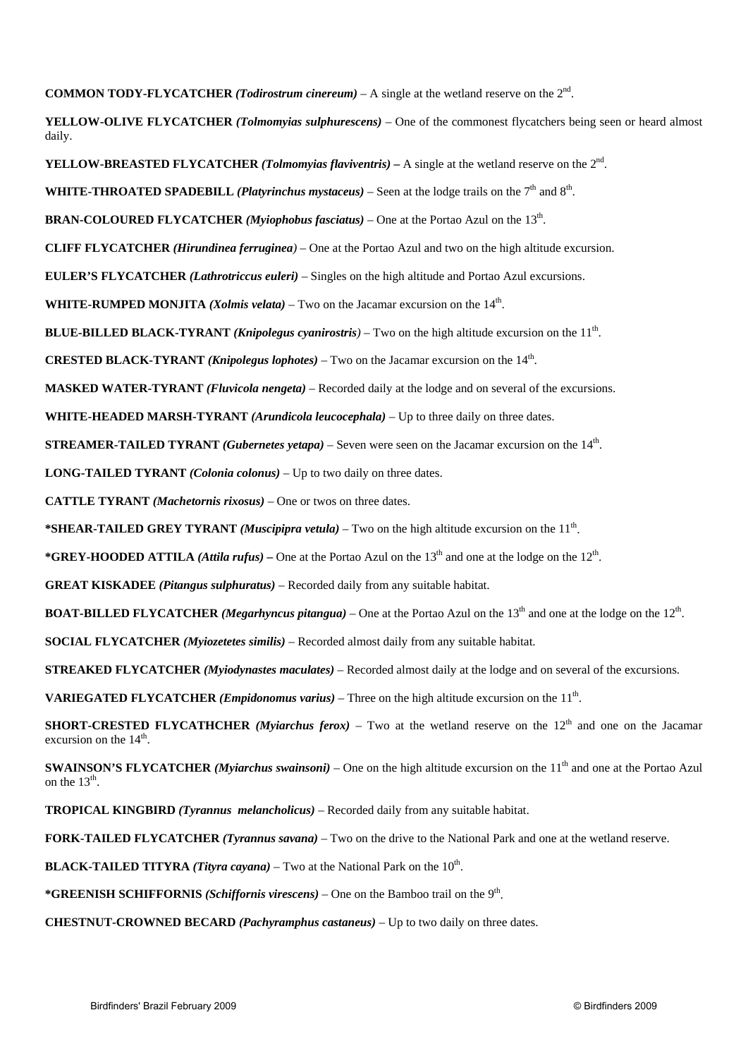**COMMON TODY-FLYCATCHER** ***(Todirostrum cinereum)*** – A single at the wetland reserve on the 2nd.

**YELLOW-OLIVE FLYCATCHER** ***(Tolmomyias sulphurescens)*** – One of the commonest flycatchers being seen or heard almost daily.

**YELLOW-BREASTED FLYCATCHER** ***(Tolmomyias flaviventris)*** **–** A single at the wetland reserve on the 2nd.

**WHITE-THROATED SPADEBILL** ***(Platyrinchus mystaceus)*** – Seen at the lodge trails on the 7th and 8th.

**BRAN-COLOURED FLYCATCHER** ***(Myiophobus fasciatus)*** – One at the Portao Azul on the 13th.

**CLIFF FLYCATCHER** ***(Hirundinea ferruginea)*** – One at the Portao Azul and two on the high altitude excursion.

**EULER'S FLYCATCHER** ***(Lathrotriccus euleri)*** – Singles on the high altitude and Portao Azul excursions.

**WHITE-RUMPED MONJITA** ***(Xolmis velata)*** – Two on the Jacamar excursion on the 14th.

**BLUE-BILLED BLACK-TYRANT** ***(Knipolegus cyanirostris)*** – Two on the high altitude excursion on the 11th.

**CRESTED BLACK-TYRANT** ***(Knipolegus lophotes)*** – Two on the Jacamar excursion on the 14th.

**MASKED WATER-TYRANT** ***(Fluvicola nengeta)*** – Recorded daily at the lodge and on several of the excursions.

**WHITE-HEADED MARSH-TYRANT** ***(Arundicola leucocephala)*** – Up to three daily on three dates.

**STREAMER-TAILED TYRANT** ***(Gubernetes yetapa)*** – Seven were seen on the Jacamar excursion on the 14th.

**LONG-TAILED TYRANT** ***(Colonia colonus)*** – Up to two daily on three dates.

**CATTLE TYRANT** ***(Machetornis rixosus)*** – One or twos on three dates.

**\*SHEAR-TAILED GREY TYRANT** ***(Muscipipra vetula)*** – Two on the high altitude excursion on the 11th.

**\*GREY-HOODED ATTILA** ***(Attila rufus)*** **–** One at the Portao Azul on the 13th and one at the lodge on the 12th.

**GREAT KISKADEE** ***(Pitangus sulphuratus)*** – Recorded daily from any suitable habitat.

**BOAT-BILLED FLYCATCHER** ***(Megarhyncus pitangua)*** – One at the Portao Azul on the 13th and one at the lodge on the 12th.

**SOCIAL FLYCATCHER** ***(Myiozetetes similis)*** – Recorded almost daily from any suitable habitat.

**STREAKED FLYCATCHER** ***(Myiodynastes maculates)*** – Recorded almost daily at the lodge and on several of the excursions.

**VARIEGATED FLYCATCHER** ***(Empidonomus varius)*** – Three on the high altitude excursion on the 11th.

**SHORT-CRESTED FLYCATHCHER** ***(Myiarchus ferox)*** – Two at the wetland reserve on the 12th and one on the Jacamar excursion on the 14th.

**SWAINSON'S FLYCATCHER** ***(Myiarchus swainsoni)*** – One on the high altitude excursion on the 11th and one at the Portao Azul on the 13th.

**TROPICAL KINGBIRD** ***(Tyrannus melancholicus)*** – Recorded daily from any suitable habitat.

**FORK-TAILED FLYCATCHER** ***(Tyrannus savana)*** – Two on the drive to the National Park and one at the wetland reserve.

**BLACK-TAILED TITYRA** ***(Tityra cayana)*** – Two at the National Park on the 10th.

**\*GREENISH SCHIFFORNIS** ***(Schiffornis virescens)*** – One on the Bamboo trail on the 9th.

**CHESTNUT-CROWNED BECARD** ***(Pachyramphus castaneus)*** – Up to two daily on three dates.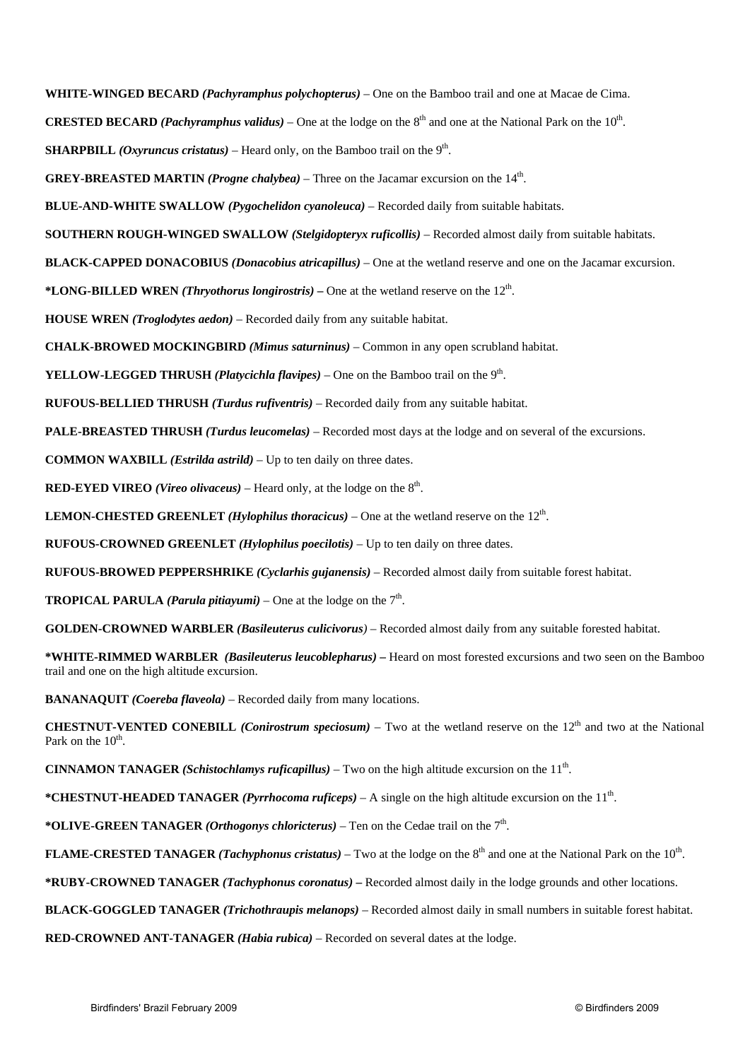**WHITE-WINGED BECARD** ***(Pachyramphus polychopterus)*** – One on the Bamboo trail and one at Macae de Cima.

**CRESTED BECARD** ***(Pachyramphus validus)*** – One at the lodge on the 8th and one at the National Park on the 10th.

**SHARPBILL** ***(Oxyruncus cristatus)*** – Heard only, on the Bamboo trail on the 9th.

**GREY-BREASTED MARTIN** ***(Progne chalybea)*** – Three on the Jacamar excursion on the 14th.

**BLUE-AND-WHITE SWALLOW** ***(Pygochelidon cyanoleuca)*** – Recorded daily from suitable habitats.

**SOUTHERN ROUGH-WINGED SWALLOW** ***(Stelgidopteryx ruficollis)*** – Recorded almost daily from suitable habitats.

**BLACK-CAPPED DONACOBIUS** ***(Donacobius atricapillus)*** – One at the wetland reserve and one on the Jacamar excursion.

**\*LONG-BILLED WREN** ***(Thryothorus longirostris)*** **–** One at the wetland reserve on the 12th.

**HOUSE WREN** ***(Troglodytes aedon)*** – Recorded daily from any suitable habitat.

**CHALK-BROWED MOCKINGBIRD** ***(Mimus saturninus)*** – Common in any open scrubland habitat.

**YELLOW-LEGGED THRUSH** ***(Platycichla flavipes)*** – One on the Bamboo trail on the 9th.

**RUFOUS-BELLIED THRUSH** ***(Turdus rufiventris)*** – Recorded daily from any suitable habitat.

**PALE-BREASTED THRUSH** ***(Turdus leucomelas)*** – Recorded most days at the lodge and on several of the excursions.

**COMMON WAXBILL** ***(Estrilda astrild)*** – Up to ten daily on three dates.

**RED-EYED VIREO** ***(Vireo olivaceus)*** – Heard only, at the lodge on the 8th.

**LEMON-CHESTED GREENLET** ***(Hylophilus thoracicus)*** – One at the wetland reserve on the 12th.

**RUFOUS-CROWNED GREENLET** ***(Hylophilus poecilotis)*** – Up to ten daily on three dates.

**RUFOUS-BROWED PEPPERSHRIKE** ***(Cyclarhis gujanensis)*** – Recorded almost daily from suitable forest habitat.

**TROPICAL PARULA** ***(Parula pitiayumi)*** – One at the lodge on the 7th.

**GOLDEN-CROWNED WARBLER** ***(Basileuterus culicivorus)*** – Recorded almost daily from any suitable forested habitat.

**\*WHITE-RIMMED WARBLER** ***(Basileuterus leucoblepharus)*** **–** Heard on most forested excursions and two seen on the Bamboo trail and one on the high altitude excursion.

**BANANAQUIT** ***(Coereba flaveola)*** – Recorded daily from many locations.

**CHESTNUT-VENTED CONEBILL** ***(Conirostrum speciosum)*** – Two at the wetland reserve on the 12th and two at the National Park on the 10th.

**CINNAMON TANAGER** ***(Schistochlamys ruficapillus)*** – Two on the high altitude excursion on the 11th.

**\*CHESTNUT-HEADED TANAGER** ***(Pyrrhocoma ruficeps)*** – A single on the high altitude excursion on the 11th.

**\*OLIVE-GREEN TANAGER** ***(Orthogonys chloricterus)*** – Ten on the Cedae trail on the 7th.

**FLAME-CRESTED TANAGER** ***(Tachyphonus cristatus)*** – Two at the lodge on the 8th and one at the National Park on the 10th.

**\*RUBY-CROWNED TANAGER** ***(Tachyphonus coronatus)*** **–** Recorded almost daily in the lodge grounds and other locations.

**BLACK-GOGGLED TANAGER** ***(Trichothraupis melanops)*** – Recorded almost daily in small numbers in suitable forest habitat.

**RED-CROWNED ANT-TANAGER** ***(Habia rubica)*** – Recorded on several dates at the lodge.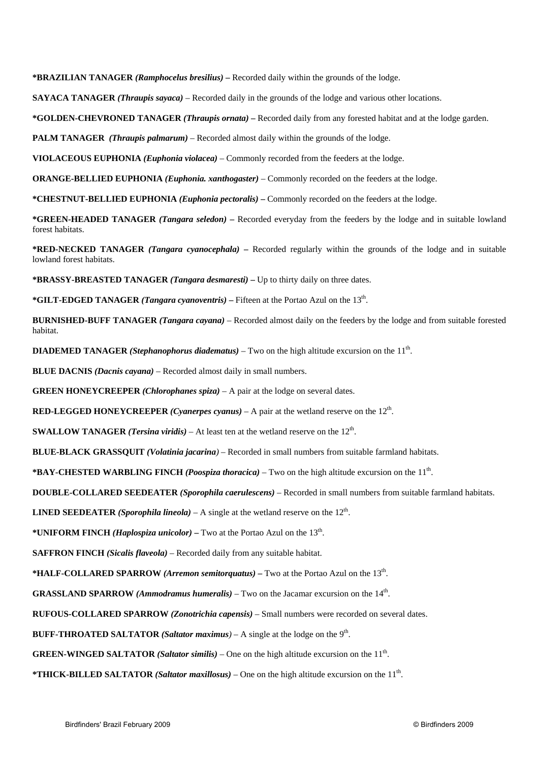**\*BRAZILIAN TANAGER** ***(Ramphocelus bresilius)*** **–** Recorded daily within the grounds of the lodge.

**SAYACA TANAGER** ***(Thraupis sayaca)*** – Recorded daily in the grounds of the lodge and various other locations.

**\*GOLDEN-CHEVRONED TANAGER** ***(Thraupis ornata)*** **–** Recorded daily from any forested habitat and at the lodge garden.

**PALM TANAGER** ***(Thraupis palmarum)*** – Recorded almost daily within the grounds of the lodge.

**VIOLACEOUS EUPHONIA** ***(Euphonia violacea)*** – Commonly recorded from the feeders at the lodge.

**ORANGE-BELLIED EUPHONIA** ***(Euphonia. xanthogaster)*** – Commonly recorded on the feeders at the lodge.

**\*CHESTNUT-BELLIED EUPHONIA** ***(Euphonia pectoralis)*** **–** Commonly recorded on the feeders at the lodge.

**\*GREEN-HEADED TANAGER** ***(Tangara seledon)*** **–** Recorded everyday from the feeders by the lodge and in suitable lowland forest habitats.

**\*RED-NECKED TANAGER** ***(Tangara cyanocephala)*** **–** Recorded regularly within the grounds of the lodge and in suitable lowland forest habitats.

**\*BRASSY-BREASTED TANAGER** ***(Tangara desmaresti)*** **–** Up to thirty daily on three dates.

**\*GILT-EDGED TANAGER** ***(Tangara cyanoventris)*** **–** Fifteen at the Portao Azul on the 13th.

**BURNISHED-BUFF TANAGER** ***(Tangara cayana)*** – Recorded almost daily on the feeders by the lodge and from suitable forested habitat.

**DIADEMED TANAGER** ***(Stephanophorus diadematus)*** – Two on the high altitude excursion on the 11th.

**BLUE DACNIS** ***(Dacnis cayana)*** – Recorded almost daily in small numbers.

**GREEN HONEYCREEPER** ***(Chlorophanes spiza)*** – A pair at the lodge on several dates.

**RED-LEGGED HONEYCREEPER** ***(Cyanerpes cyanus)*** – A pair at the wetland reserve on the 12th.

**SWALLOW TANAGER** ***(Tersina viridis)*** – At least ten at the wetland reserve on the 12th.

**BLUE-BLACK GRASSQUIT** ***(Volatinia jacarina)*** – Recorded in small numbers from suitable farmland habitats.

**\*BAY-CHESTED WARBLING FINCH** ***(Poospiza thoracica)*** – Two on the high altitude excursion on the 11th.

**DOUBLE-COLLARED SEEDEATER** ***(Sporophila caerulescens)*** – Recorded in small numbers from suitable farmland habitats.

**LINED SEEDEATER** ***(Sporophila lineola)*** – A single at the wetland reserve on the 12th.

**\*UNIFORM FINCH** ***(Haplospiza unicolor)*** **–** Two at the Portao Azul on the 13th.

**SAFFRON FINCH** ***(Sicalis flaveola)*** – Recorded daily from any suitable habitat.

**\*HALF-COLLARED SPARROW** ***(Arremon semitorquatus)*** **–** Two at the Portao Azul on the 13th.

**GRASSLAND SPARROW** ***(Ammodramus humeralis)*** – Two on the Jacamar excursion on the 14th.

**RUFOUS-COLLARED SPARROW** ***(Zonotrichia capensis)*** – Small numbers were recorded on several dates.

**BUFF-THROATED SALTATOR** ***(Saltator maximus)*** – A single at the lodge on the 9th.

**GREEN-WINGED SALTATOR** ***(Saltator similis)*** – One on the high altitude excursion on the 11th.

**\*THICK-BILLED SALTATOR** ***(Saltator maxillosus)*** – One on the high altitude excursion on the 11th.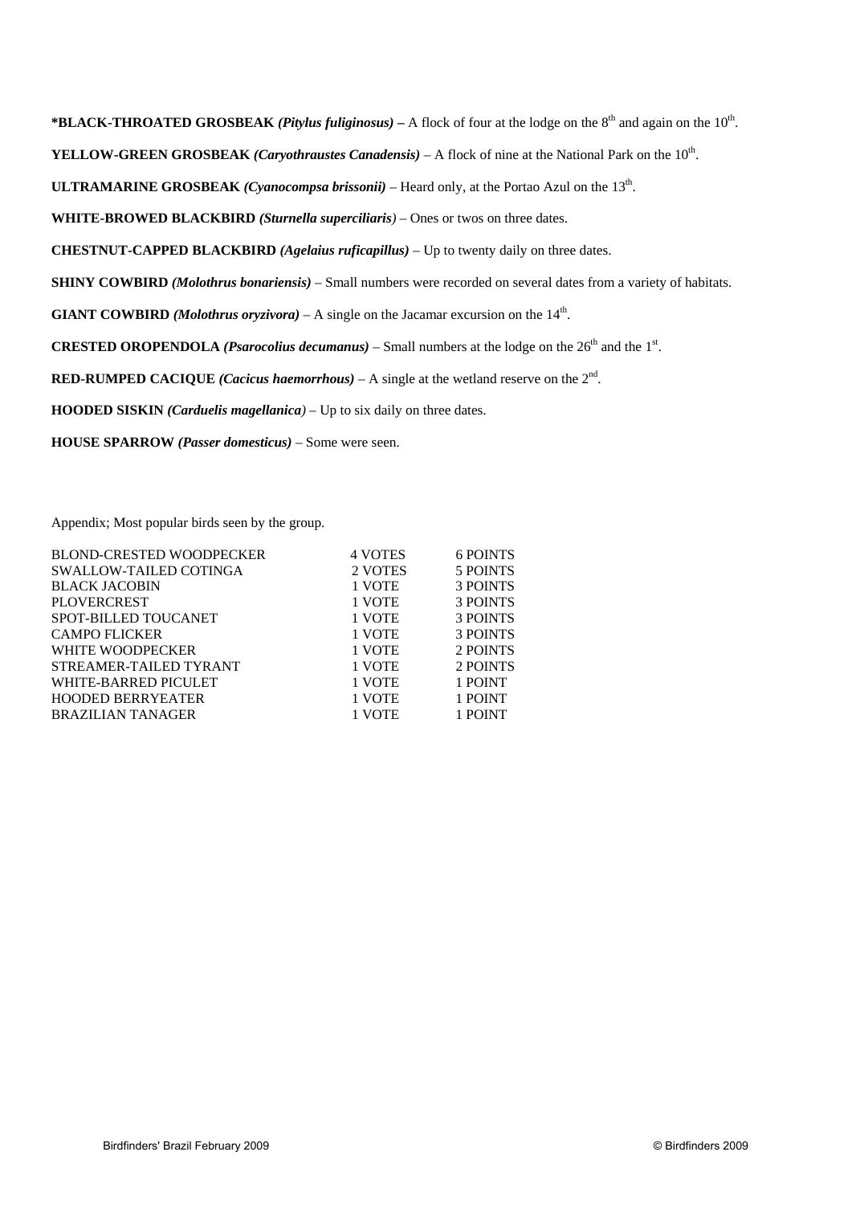**\*BLACK-THROATED GROSBEAK *(Pitylus fuliginosus)*** – A flock of four at the lodge on the 8th and again on the 10th.

**YELLOW-GREEN GROSBEAK *(Caryothraustes Canadensis)*** – A flock of nine at the National Park on the 10th.

**ULTRAMARINE GROSBEAK *(Cyanocompsa brissonii)*** – Heard only, at the Portao Azul on the 13th.

**WHITE-BROWED BLACKBIRD *(Sturnella superciliaris)*** – Ones or twos on three dates.

**CHESTNUT-CAPPED BLACKBIRD *(Agelaius ruficapillus)*** – Up to twenty daily on three dates.

**SHINY COWBIRD *(Molothrus bonariensis)*** – Small numbers were recorded on several dates from a variety of habitats.

**GIANT COWBIRD *(Molothrus oryzivora)*** – A single on the Jacamar excursion on the 14th.

**CRESTED OROPENDOLA *(Psarocolius decumanus)*** – Small numbers at the lodge on the 26th and the 1st.

**RED-RUMPED CACIQUE *(Cacicus haemorrhous)*** – A single at the wetland reserve on the 2nd.

**HOODED SISKIN *(Carduelis magellanica)*** – Up to six daily on three dates.

**HOUSE SPARROW *(Passer domesticus)*** – Some were seen.

Appendix; Most popular birds seen by the group.

| | | |
|---|---|---|
| BLOND-CRESTED WOODPECKER | 4 VOTES | 6 POINTS |
| SWALLOW-TAILED COTINGA | 2 VOTES | 5 POINTS |
| BLACK JACOBIN | 1 VOTE | 3 POINTS |
| PLOVERCREST | 1 VOTE | 3 POINTS |
| SPOT-BILLED TOUCANET | 1 VOTE | 3 POINTS |
| CAMPO FLICKER | 1 VOTE | 3 POINTS |
| WHITE WOODPECKER | 1 VOTE | 2 POINTS |
| STREAMER-TAILED TYRANT | 1 VOTE | 2 POINTS |
| WHITE-BARRED PICULET | 1 VOTE | 1 POINT |
| HOODED BERRYEATER | 1 VOTE | 1 POINT |
| BRAZILIAN TANAGER | 1 VOTE | 1 POINT |